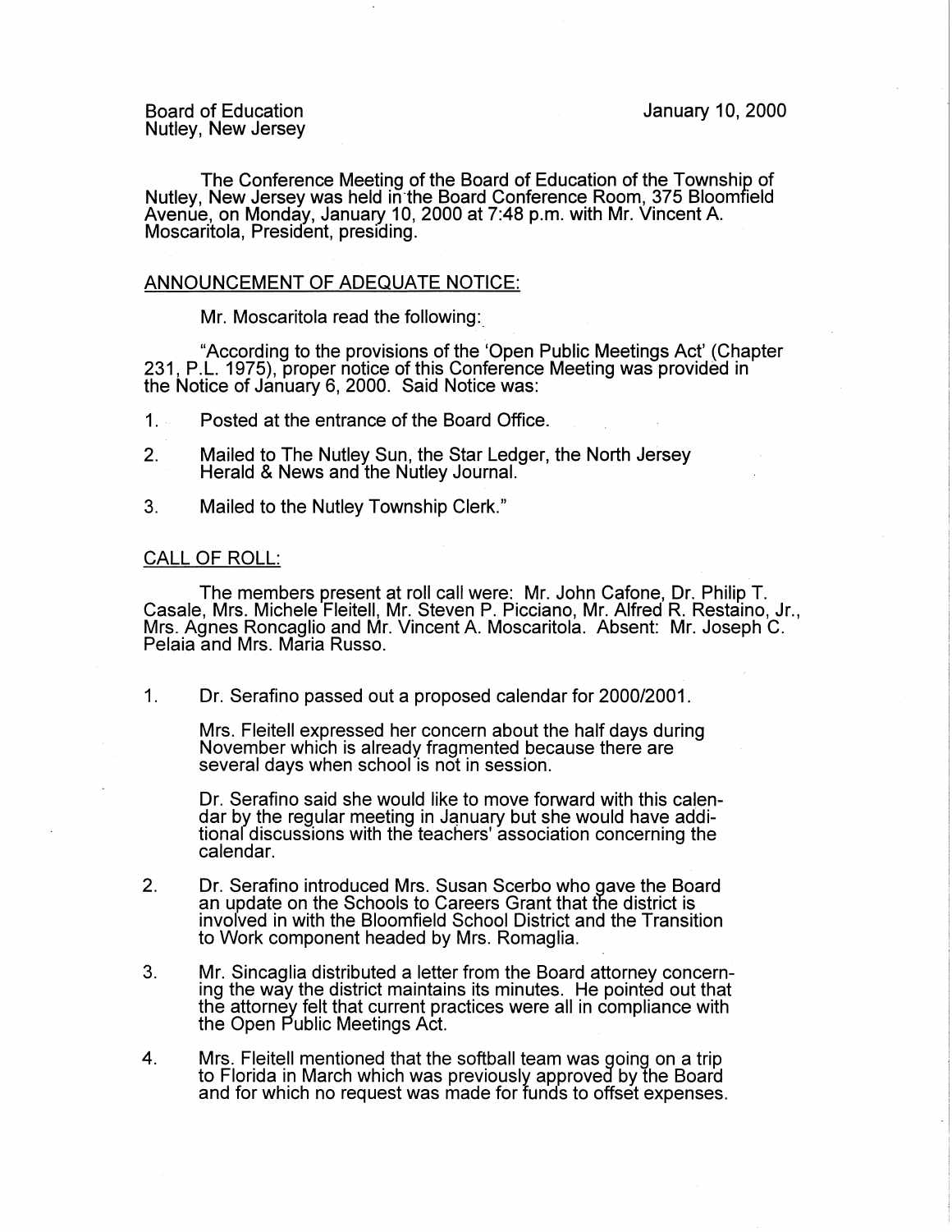Board of Education
Nutley, New Jersey

January 10, 2000

The Conference Meeting of the Board of Education of the Township of Nutley, New Jersey was held in the Board Conference Room, 375 Bloomfield Avenue, on Monday, January 10, 2000 at 7:48 p.m. with Mr. Vincent A. Moscaritola, President, presiding.

## ANNOUNCEMENT OF ADEQUATE NOTICE:

Mr. Moscaritola read the following:

"According to the provisions of the 'Open Public Meetings Act' (Chapter 231, P.L. 1975), proper notice of this Conference Meeting was provided in the Notice of January 6, 2000. Said Notice was:

1. Posted at the entrance of the Board Office.
2. Mailed to The Nutley Sun, the Star Ledger, the North Jersey Herald & News and the Nutley Journal.
3. Mailed to the Nutley Township Clerk."

## CALL OF ROLL:

The members present at roll call were: Mr. John Cafone, Dr. Philip T. Casale, Mrs. Michele Fleitell, Mr. Steven P. Picciano, Mr. Alfred R. Restaino, Jr., Mrs. Agnes Roncaglio and Mr. Vincent A. Moscaritola. Absent: Mr. Joseph C. Pelaia and Mrs. Maria Russo.

1. Dr. Serafino passed out a proposed calendar for 2000/2001.

   Mrs. Fleitell expressed her concern about the half days during November which is already fragmented because there are several days when school is not in session.

   Dr. Serafino said she would like to move forward with this calendar by the regular meeting in January but she would have additional discussions with the teachers' association concerning the calendar.

2. Dr. Serafino introduced Mrs. Susan Scerbo who gave the Board an update on the Schools to Careers Grant that the district is involved in with the Bloomfield School District and the Transition to Work component headed by Mrs. Romaglia.

3. Mr. Sincaglia distributed a letter from the Board attorney concerning the way the district maintains its minutes. He pointed out that the attorney felt that current practices were all in compliance with the Open Public Meetings Act.

4. Mrs. Fleitell mentioned that the softball team was going on a trip to Florida in March which was previously approved by the Board and for which no request was made for funds to offset expenses.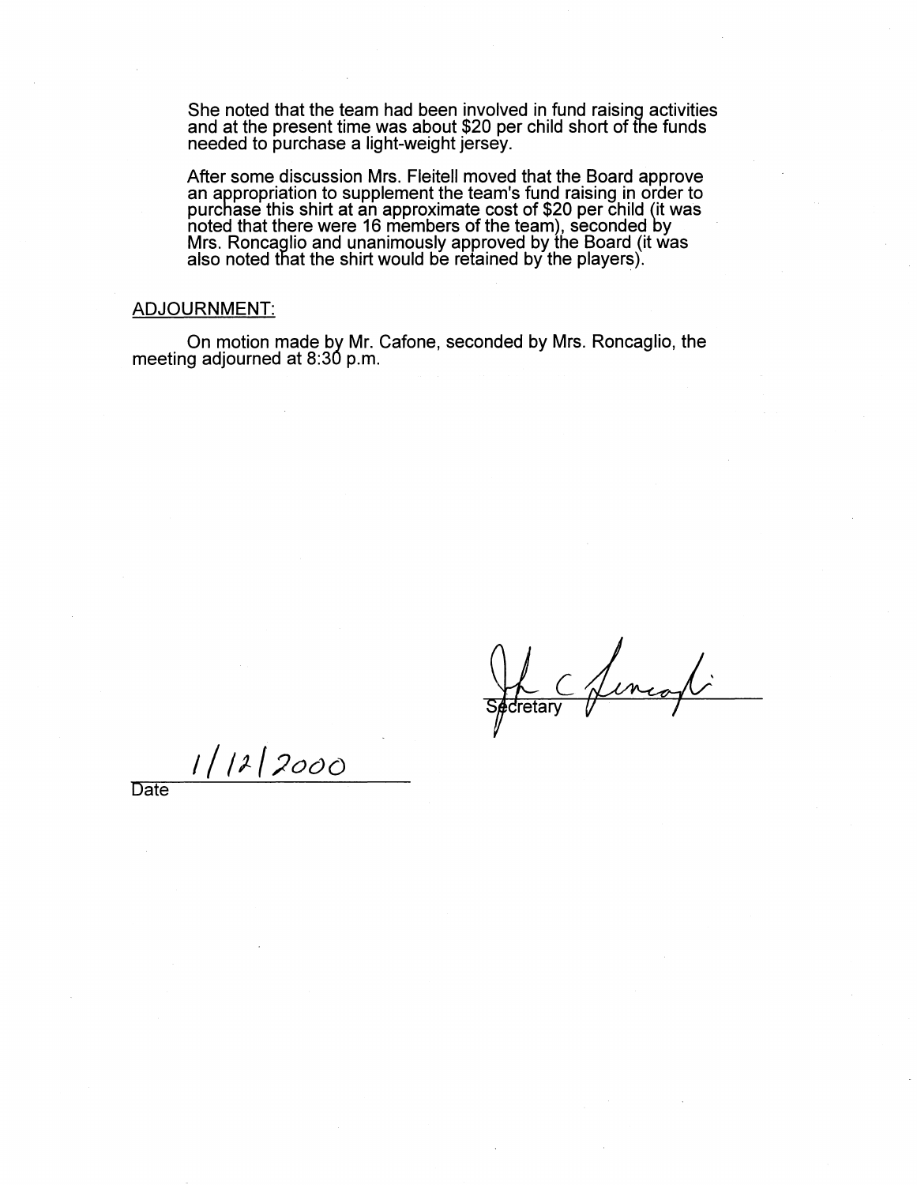She noted that the team had been involved in fund raising activities and at the present time was about $20 per child short of the funds needed to purchase a light-weight jersey.

After some discussion Mrs. Fleitell moved that the Board approve an appropriation to supplement the team's fund raising in order to purchase this shirt at an approximate cost of $20 per child (it was noted that there were 16 members of the team), seconded by Mrs. Roncaglio and unanimously approved by the Board (it was also noted that the shirt would be retained by the players).

ADJOURNMENT:

On motion made by Mr. Cafone, seconded by Mrs. Roncaglio, the meeting adjourned at 8:30 p.m.

Secretary

1/12/2000

Date